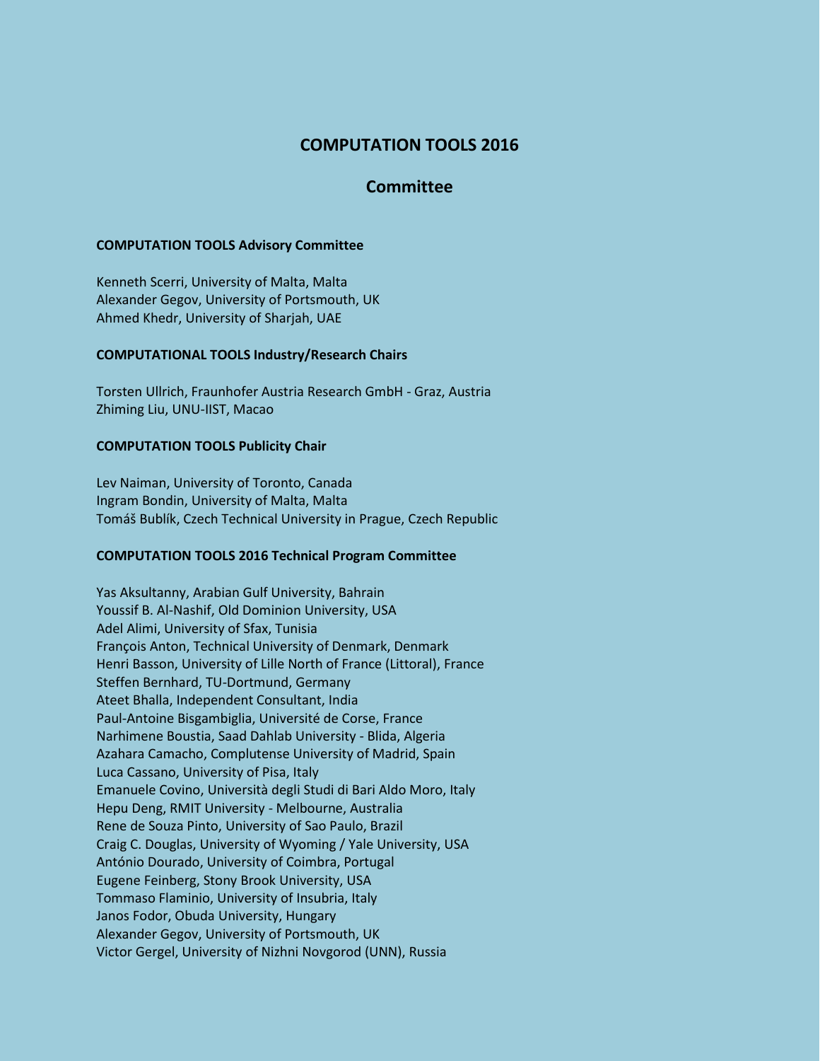# COMPUTATION TOOLS 2016

## Committee

### COMPUTATION TOOLS Advisory Committee

Kenneth Scerri, University of Malta, Malta
Alexander Gegov, University of Portsmouth, UK
Ahmed Khedr, University of Sharjah, UAE

### COMPUTATIONAL TOOLS Industry/Research Chairs

Torsten Ullrich, Fraunhofer Austria Research GmbH - Graz, Austria
Zhiming Liu, UNU-IIST, Macao

### COMPUTATION TOOLS Publicity Chair

Lev Naiman, University of Toronto, Canada
Ingram Bondin, University of Malta, Malta
Tomáš Bublík, Czech Technical University in Prague, Czech Republic

### COMPUTATION TOOLS 2016 Technical Program Committee

Yas Aksultanny, Arabian Gulf University, Bahrain
Youssif B. Al-Nashif, Old Dominion University, USA
Adel Alimi, University of Sfax, Tunisia
François Anton, Technical University of Denmark, Denmark
Henri Basson, University of Lille North of France (Littoral), France
Steffen Bernhard, TU-Dortmund, Germany
Ateet Bhalla, Independent Consultant, India
Paul-Antoine Bisgambiglia, Université de Corse, France
Narhimene Boustia, Saad Dahlab University - Blida, Algeria
Azahara Camacho, Complutense University of Madrid, Spain
Luca Cassano, University of Pisa, Italy
Emanuele Covino, Università degli Studi di Bari Aldo Moro, Italy
Hepu Deng, RMIT University - Melbourne, Australia
Rene de Souza Pinto, University of Sao Paulo, Brazil
Craig C. Douglas, University of Wyoming / Yale University, USA
António Dourado, University of Coimbra, Portugal
Eugene Feinberg, Stony Brook University, USA
Tommaso Flaminio, University of Insubria, Italy
Janos Fodor, Obuda University, Hungary
Alexander Gegov, University of Portsmouth, UK
Victor Gergel, University of Nizhni Novgorod (UNN), Russia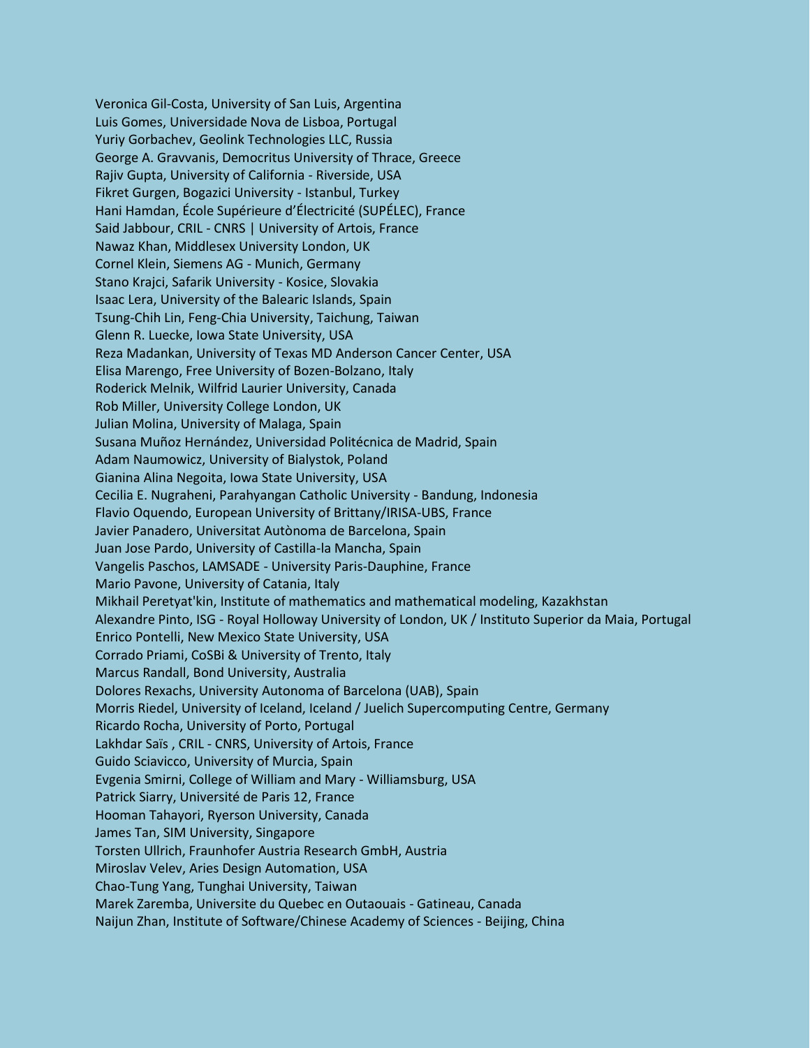Veronica Gil-Costa, University of San Luis, Argentina
Luis Gomes, Universidade Nova de Lisboa, Portugal
Yuriy Gorbachev, Geolink Technologies LLC, Russia
George A. Gravvanis, Democritus University of Thrace, Greece
Rajiv Gupta, University of California - Riverside, USA
Fikret Gurgen, Bogazici University - Istanbul, Turkey
Hani Hamdan, École Supérieure d'Électricité (SUPÉLEC), France
Said Jabbour, CRIL - CNRS | University of Artois, France
Nawaz Khan, Middlesex University London, UK
Cornel Klein, Siemens AG - Munich, Germany
Stano Krajci, Safarik University - Kosice, Slovakia
Isaac Lera, University of the Balearic Islands, Spain
Tsung-Chih Lin, Feng-Chia University, Taichung, Taiwan
Glenn R. Luecke, Iowa State University, USA
Reza Madankan, University of Texas MD Anderson Cancer Center, USA
Elisa Marengo, Free University of Bozen-Bolzano, Italy
Roderick Melnik, Wilfrid Laurier University, Canada
Rob Miller, University College London, UK
Julian Molina, University of Malaga, Spain
Susana Muñoz Hernández, Universidad Politécnica de Madrid, Spain
Adam Naumowicz, University of Bialystok, Poland
Gianina Alina Negoita, Iowa State University, USA
Cecilia E. Nugraheni, Parahyangan Catholic University - Bandung, Indonesia
Flavio Oquendo, European University of Brittany/IRISA-UBS, France
Javier Panadero, Universitat Autònoma de Barcelona, Spain
Juan Jose Pardo, University of Castilla-la Mancha, Spain
Vangelis Paschos, LAMSADE - University Paris-Dauphine, France
Mario Pavone, University of Catania, Italy
Mikhail Peretyat'kin, Institute of mathematics and mathematical modeling, Kazakhstan
Alexandre Pinto, ISG - Royal Holloway University of London, UK / Instituto Superior da Maia, Portugal
Enrico Pontelli, New Mexico State University, USA
Corrado Priami, CoSBi & University of Trento, Italy
Marcus Randall, Bond University, Australia
Dolores Rexachs, University Autonoma of Barcelona (UAB), Spain
Morris Riedel, University of Iceland, Iceland / Juelich Supercomputing Centre, Germany
Ricardo Rocha, University of Porto, Portugal
Lakhdar Saïs , CRIL - CNRS, University of Artois, France
Guido Sciavicco, University of Murcia, Spain
Evgenia Smirni, College of William and Mary - Williamsburg, USA
Patrick Siarry, Université de Paris 12, France
Hooman Tahayori, Ryerson University, Canada
James Tan, SIM University, Singapore
Torsten Ullrich, Fraunhofer Austria Research GmbH, Austria
Miroslav Velev, Aries Design Automation, USA
Chao-Tung Yang, Tunghai University, Taiwan
Marek Zaremba, Universite du Quebec en Outaouais - Gatineau, Canada
Naijun Zhan, Institute of Software/Chinese Academy of Sciences - Beijing, China